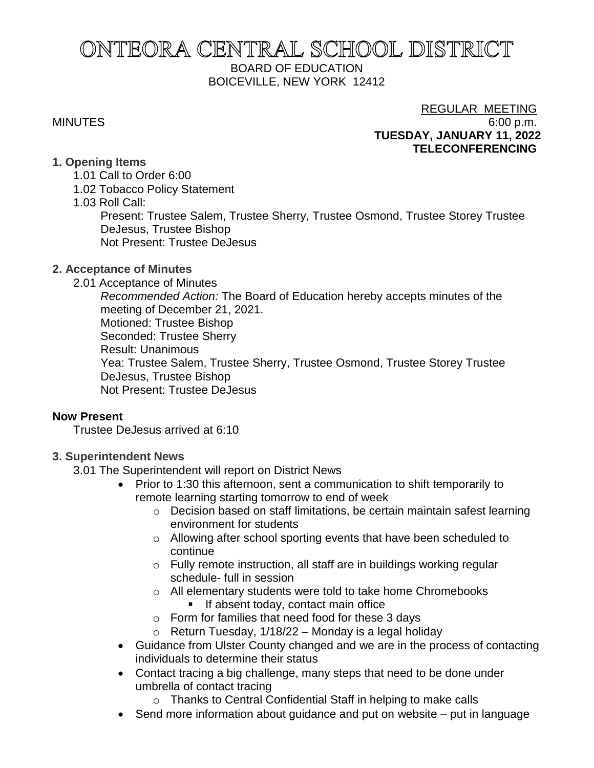# ONTEORA CENTRAL SCHOOL DISTRICT

BOARD OF EDUCATION
BOICEVILLE, NEW YORK 12412

MINUTES

REGULAR MEETING
6:00 p.m.
**TUESDAY, JANUARY 11, 2022**
**TELECONFERENCING**

**1. Opening Items**

1.01 Call to Order 6:00

1.02 Tobacco Policy Statement

1.03 Roll Call:

Present: Trustee Salem, Trustee Sherry, Trustee Osmond, Trustee Storey Trustee DeJesus, Trustee Bishop
Not Present: Trustee DeJesus

**2. Acceptance of Minutes**

2.01 Acceptance of Minutes

*Recommended Action:* The Board of Education hereby accepts minutes of the meeting of December 21, 2021.
Motioned: Trustee Bishop
Seconded: Trustee Sherry
Result: Unanimous
Yea: Trustee Salem, Trustee Sherry, Trustee Osmond, Trustee Storey Trustee DeJesus, Trustee Bishop
Not Present: Trustee DeJesus

**Now Present**

Trustee DeJesus arrived at 6:10

**3. Superintendent News**

3.01 The Superintendent will report on District News

- Prior to 1:30 this afternoon, sent a communication to shift temporarily to remote learning starting tomorrow to end of week
  - Decision based on staff limitations, be certain maintain safest learning environment for students
  - Allowing after school sporting events that have been scheduled to continue
  - Fully remote instruction, all staff are in buildings working regular schedule- full in session
  - All elementary students were told to take home Chromebooks
    - If absent today, contact main office
  - Form for families that need food for these 3 days
  - Return Tuesday, 1/18/22 – Monday is a legal holiday
- Guidance from Ulster County changed and we are in the process of contacting individuals to determine their status
- Contact tracing a big challenge, many steps that need to be done under umbrella of contact tracing
  - Thanks to Central Confidential Staff in helping to make calls
- Send more information about guidance and put on website – put in language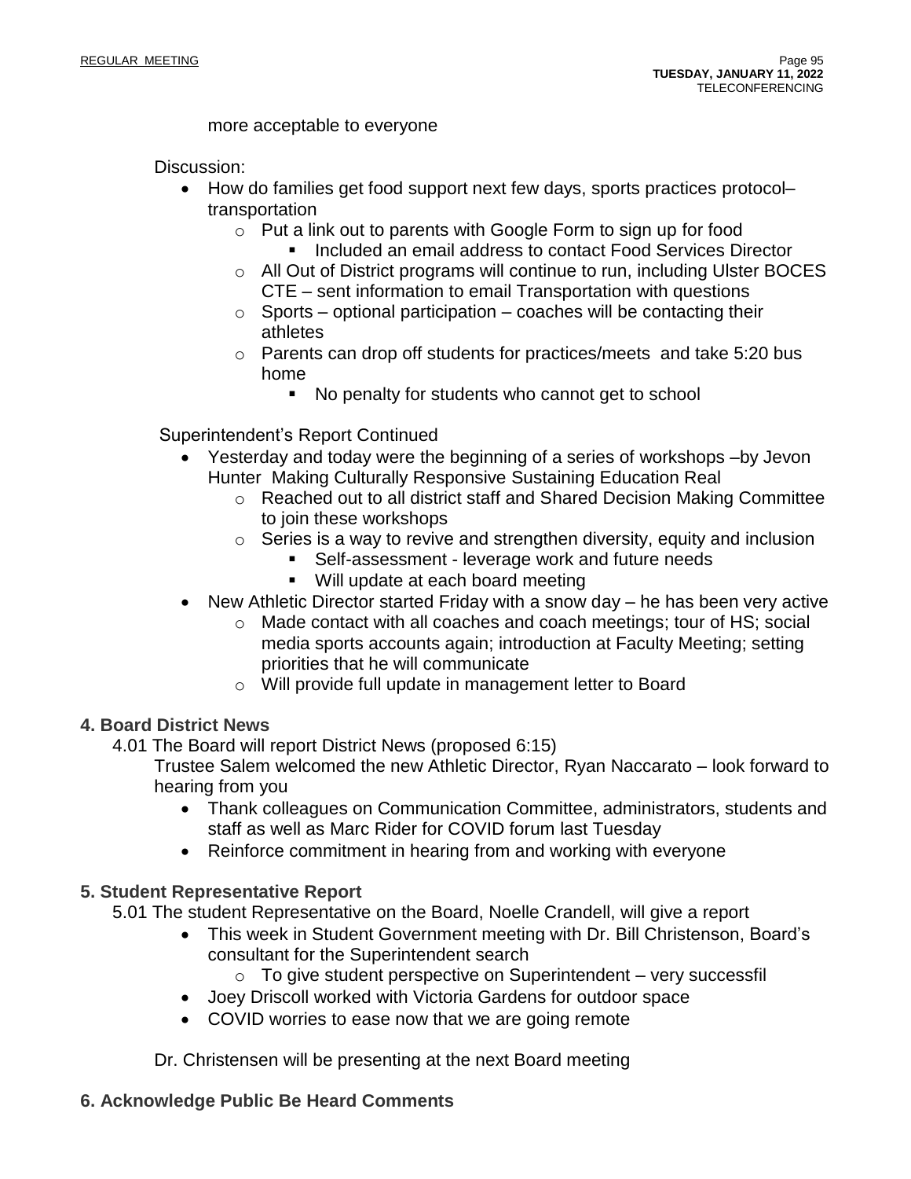more acceptable to everyone

Discussion:

- How do families get food support next few days, sports practices protocol– transportation
  - Put a link out to parents with Google Form to sign up for food
    - Included an email address to contact Food Services Director
  - All Out of District programs will continue to run, including Ulster BOCES CTE – sent information to email Transportation with questions
  - Sports – optional participation – coaches will be contacting their athletes
  - Parents can drop off students for practices/meets and take 5:20 bus home
    - No penalty for students who cannot get to school

Superintendent's Report Continued

- Yesterday and today were the beginning of a series of workshops –by Jevon Hunter Making Culturally Responsive Sustaining Education Real
  - Reached out to all district staff and Shared Decision Making Committee to join these workshops
  - Series is a way to revive and strengthen diversity, equity and inclusion
    - Self-assessment - leverage work and future needs
    - Will update at each board meeting
- New Athletic Director started Friday with a snow day – he has been very active
  - Made contact with all coaches and coach meetings; tour of HS; social media sports accounts again; introduction at Faculty Meeting; setting priorities that he will communicate
  - Will provide full update in management letter to Board

**4. Board District News**

4.01 The Board will report District News (proposed 6:15)

Trustee Salem welcomed the new Athletic Director, Ryan Naccarato – look forward to hearing from you

- Thank colleagues on Communication Committee, administrators, students and staff as well as Marc Rider for COVID forum last Tuesday
- Reinforce commitment in hearing from and working with everyone

**5. Student Representative Report**

5.01 The student Representative on the Board, Noelle Crandell, will give a report

- This week in Student Government meeting with Dr. Bill Christenson, Board's consultant for the Superintendent search
  - To give student perspective on Superintendent – very successfil
- Joey Driscoll worked with Victoria Gardens for outdoor space
- COVID worries to ease now that we are going remote

Dr. Christensen will be presenting at the next Board meeting

**6. Acknowledge Public Be Heard Comments**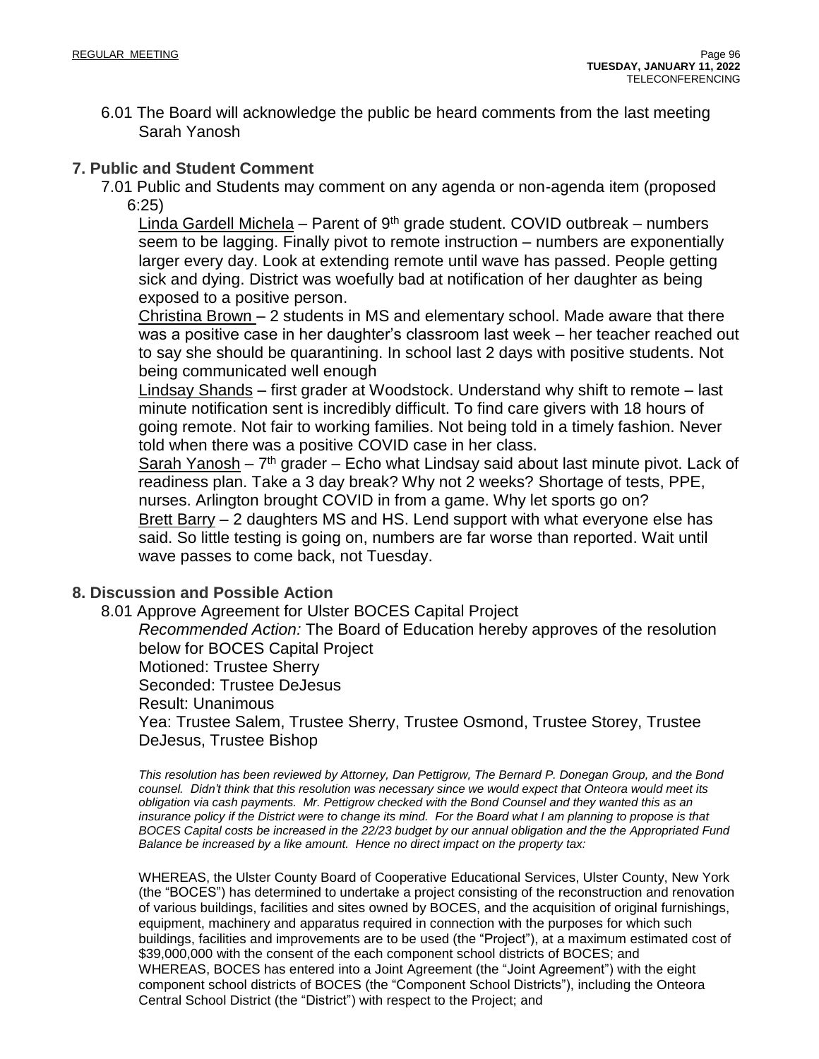6.01 The Board will acknowledge the public be heard comments from the last meeting Sarah Yanosh

## 7. Public and Student Comment

7.01 Public and Students may comment on any agenda or non-agenda item (proposed 6:25)

Linda Gardell Michela – Parent of 9th grade student. COVID outbreak – numbers seem to be lagging. Finally pivot to remote instruction – numbers are exponentially larger every day. Look at extending remote until wave has passed. People getting sick and dying. District was woefully bad at notification of her daughter as being exposed to a positive person.

Christina Brown – 2 students in MS and elementary school. Made aware that there was a positive case in her daughter's classroom last week – her teacher reached out to say she should be quarantining. In school last 2 days with positive students. Not being communicated well enough

Lindsay Shands – first grader at Woodstock. Understand why shift to remote – last minute notification sent is incredibly difficult. To find care givers with 18 hours of going remote. Not fair to working families. Not being told in a timely fashion. Never told when there was a positive COVID case in her class.

Sarah Yanosh – 7th grader – Echo what Lindsay said about last minute pivot. Lack of readiness plan. Take a 3 day break? Why not 2 weeks? Shortage of tests, PPE, nurses. Arlington brought COVID in from a game. Why let sports go on?

Brett Barry – 2 daughters MS and HS. Lend support with what everyone else has said. So little testing is going on, numbers are far worse than reported. Wait until wave passes to come back, not Tuesday.

## 8. Discussion and Possible Action

8.01 Approve Agreement for Ulster BOCES Capital Project

*Recommended Action:* The Board of Education hereby approves of the resolution below for BOCES Capital Project

Motioned: Trustee Sherry

Seconded: Trustee DeJesus

Result: Unanimous

Yea: Trustee Salem, Trustee Sherry, Trustee Osmond, Trustee Storey, Trustee DeJesus, Trustee Bishop

*This resolution has been reviewed by Attorney, Dan Pettigrow, The Bernard P. Donegan Group, and the Bond counsel. Didn't think that this resolution was necessary since we would expect that Onteora would meet its obligation via cash payments. Mr. Pettigrow checked with the Bond Counsel and they wanted this as an insurance policy if the District were to change its mind. For the Board what I am planning to propose is that BOCES Capital costs be increased in the 22/23 budget by our annual obligation and the the Appropriated Fund Balance be increased by a like amount. Hence no direct impact on the property tax:*

WHEREAS, the Ulster County Board of Cooperative Educational Services, Ulster County, New York (the "BOCES") has determined to undertake a project consisting of the reconstruction and renovation of various buildings, facilities and sites owned by BOCES, and the acquisition of original furnishings, equipment, machinery and apparatus required in connection with the purposes for which such buildings, facilities and improvements are to be used (the "Project"), at a maximum estimated cost of $39,000,000 with the consent of the each component school districts of BOCES; and

WHEREAS, BOCES has entered into a Joint Agreement (the "Joint Agreement") with the eight component school districts of BOCES (the "Component School Districts"), including the Onteora Central School District (the "District") with respect to the Project; and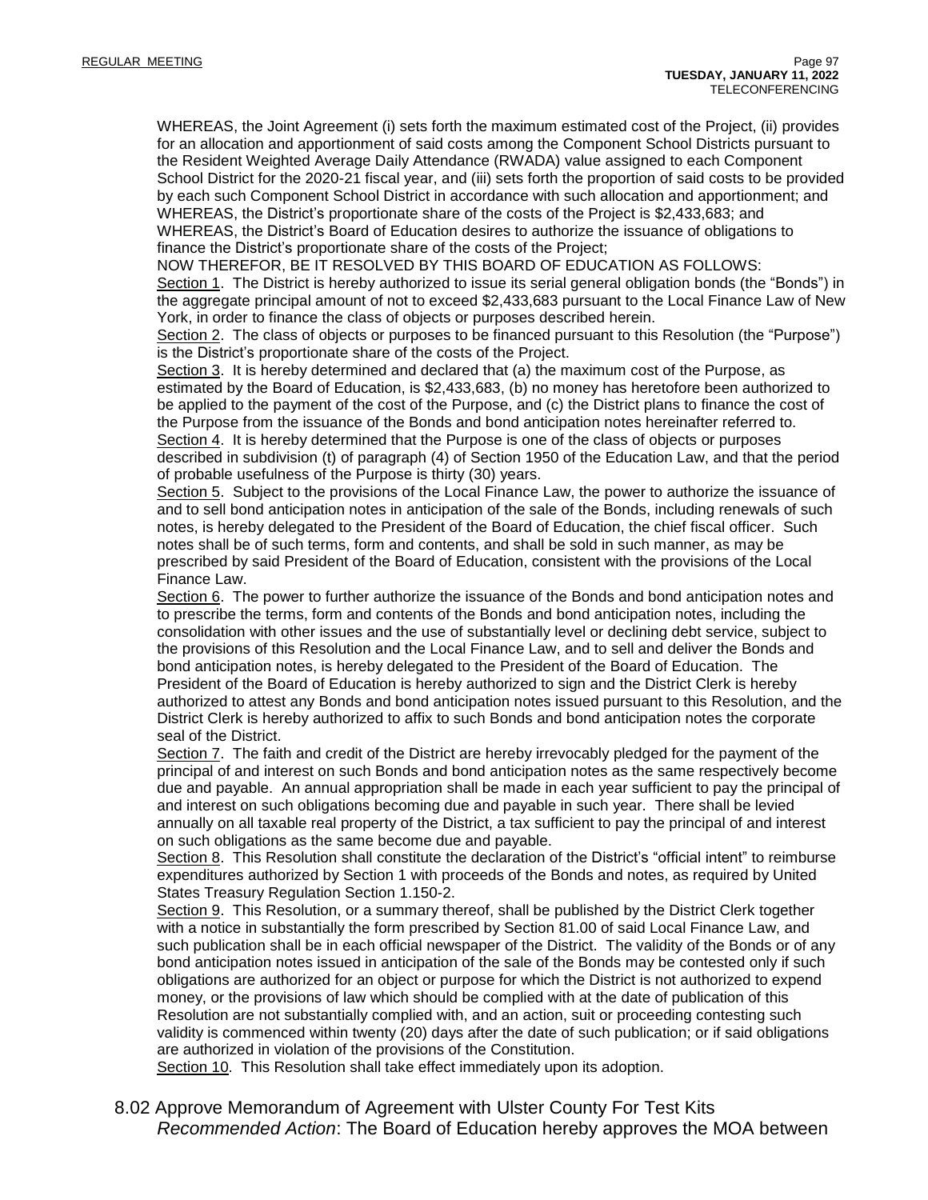WHEREAS, the Joint Agreement (i) sets forth the maximum estimated cost of the Project, (ii) provides for an allocation and apportionment of said costs among the Component School Districts pursuant to the Resident Weighted Average Daily Attendance (RWADA) value assigned to each Component School District for the 2020-21 fiscal year, and (iii) sets forth the proportion of said costs to be provided by each such Component School District in accordance with such allocation and apportionment; and WHEREAS, the District's proportionate share of the costs of the Project is $2,433,683; and WHEREAS, the District's Board of Education desires to authorize the issuance of obligations to finance the District's proportionate share of the costs of the Project;

NOW THEREFOR, BE IT RESOLVED BY THIS BOARD OF EDUCATION AS FOLLOWS:

Section 1. The District is hereby authorized to issue its serial general obligation bonds (the "Bonds") in the aggregate principal amount of not to exceed $2,433,683 pursuant to the Local Finance Law of New York, in order to finance the class of objects or purposes described herein.

Section 2. The class of objects or purposes to be financed pursuant to this Resolution (the "Purpose") is the District's proportionate share of the costs of the Project.

Section 3. It is hereby determined and declared that (a) the maximum cost of the Purpose, as estimated by the Board of Education, is $2,433,683, (b) no money has heretofore been authorized to be applied to the payment of the cost of the Purpose, and (c) the District plans to finance the cost of the Purpose from the issuance of the Bonds and bond anticipation notes hereinafter referred to.

Section 4. It is hereby determined that the Purpose is one of the class of objects or purposes described in subdivision (t) of paragraph (4) of Section 1950 of the Education Law, and that the period of probable usefulness of the Purpose is thirty (30) years.

Section 5. Subject to the provisions of the Local Finance Law, the power to authorize the issuance of and to sell bond anticipation notes in anticipation of the sale of the Bonds, including renewals of such notes, is hereby delegated to the President of the Board of Education, the chief fiscal officer. Such notes shall be of such terms, form and contents, and shall be sold in such manner, as may be prescribed by said President of the Board of Education, consistent with the provisions of the Local Finance Law.

Section 6. The power to further authorize the issuance of the Bonds and bond anticipation notes and to prescribe the terms, form and contents of the Bonds and bond anticipation notes, including the consolidation with other issues and the use of substantially level or declining debt service, subject to the provisions of this Resolution and the Local Finance Law, and to sell and deliver the Bonds and bond anticipation notes, is hereby delegated to the President of the Board of Education. The President of the Board of Education is hereby authorized to sign and the District Clerk is hereby authorized to attest any Bonds and bond anticipation notes issued pursuant to this Resolution, and the District Clerk is hereby authorized to affix to such Bonds and bond anticipation notes the corporate seal of the District.

Section 7. The faith and credit of the District are hereby irrevocably pledged for the payment of the principal of and interest on such Bonds and bond anticipation notes as the same respectively become due and payable. An annual appropriation shall be made in each year sufficient to pay the principal of and interest on such obligations becoming due and payable in such year. There shall be levied annually on all taxable real property of the District, a tax sufficient to pay the principal of and interest on such obligations as the same become due and payable.

Section 8. This Resolution shall constitute the declaration of the District's "official intent" to reimburse expenditures authorized by Section 1 with proceeds of the Bonds and notes, as required by United States Treasury Regulation Section 1.150-2.

Section 9. This Resolution, or a summary thereof, shall be published by the District Clerk together with a notice in substantially the form prescribed by Section 81.00 of said Local Finance Law, and such publication shall be in each official newspaper of the District. The validity of the Bonds or of any bond anticipation notes issued in anticipation of the sale of the Bonds may be contested only if such obligations are authorized for an object or purpose for which the District is not authorized to expend money, or the provisions of law which should be complied with at the date of publication of this Resolution are not substantially complied with, and an action, suit or proceeding contesting such validity is commenced within twenty (20) days after the date of such publication; or if said obligations are authorized in violation of the provisions of the Constitution.

Section 10. This Resolution shall take effect immediately upon its adoption.

8.02 Approve Memorandum of Agreement with Ulster County For Test Kits

*Recommended Action*: The Board of Education hereby approves the MOA between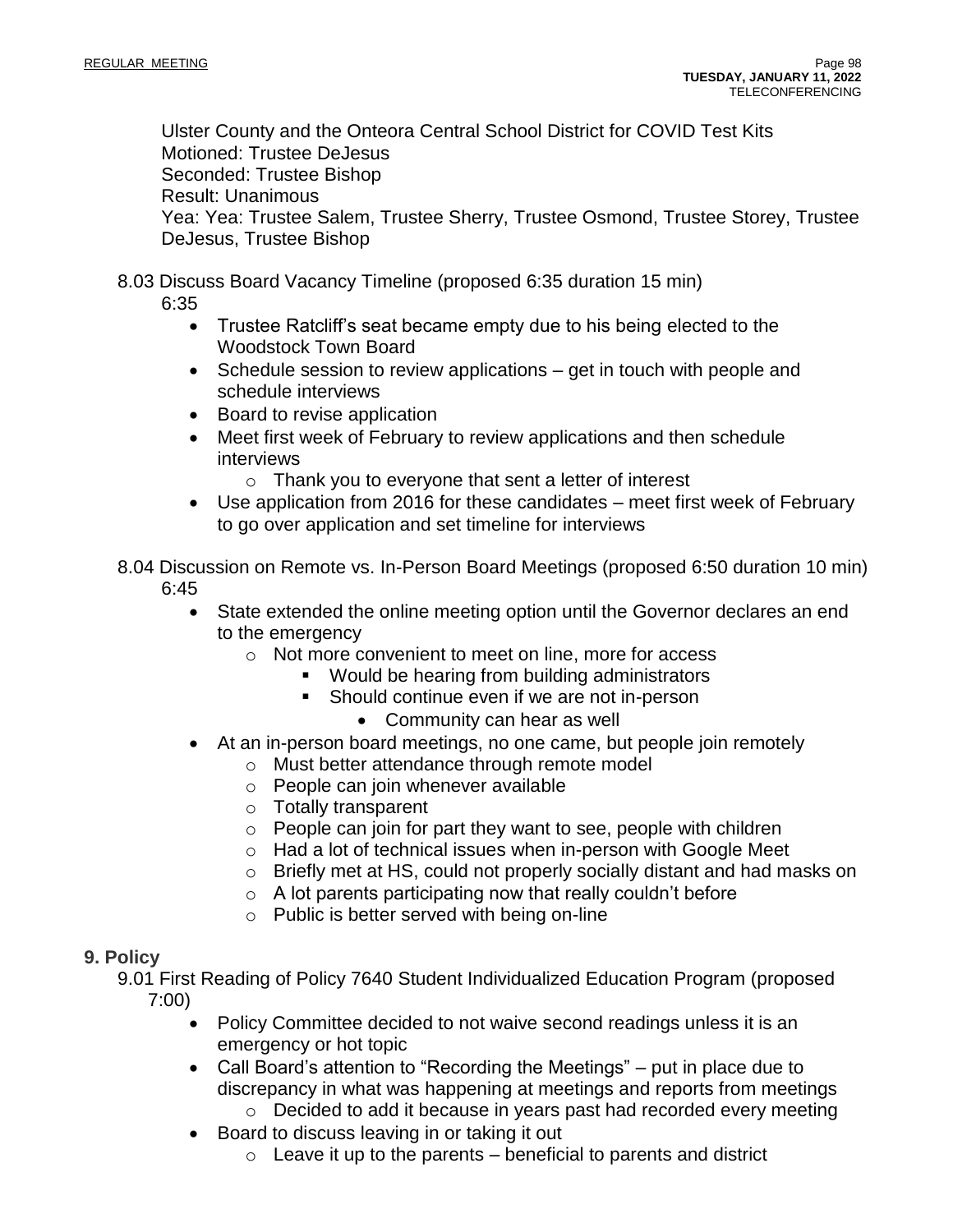Ulster County and the Onteora Central School District for COVID Test Kits
Motioned: Trustee DeJesus
Seconded: Trustee Bishop
Result: Unanimous
Yea: Yea: Trustee Salem, Trustee Sherry, Trustee Osmond, Trustee Storey, Trustee DeJesus, Trustee Bishop

8.03 Discuss Board Vacancy Timeline (proposed 6:35 duration 15 min)
6:35

- Trustee Ratcliff's seat became empty due to his being elected to the Woodstock Town Board
- Schedule session to review applications – get in touch with people and schedule interviews
- Board to revise application
- Meet first week of February to review applications and then schedule interviews
  - Thank you to everyone that sent a letter of interest
- Use application from 2016 for these candidates – meet first week of February to go over application and set timeline for interviews

8.04 Discussion on Remote vs. In-Person Board Meetings (proposed 6:50 duration 10 min)
6:45

- State extended the online meeting option until the Governor declares an end to the emergency
  - Not more convenient to meet on line, more for access
    - Would be hearing from building administrators
    - Should continue even if we are not in-person
      - Community can hear as well
- At an in-person board meetings, no one came, but people join remotely
  - Must better attendance through remote model
  - People can join whenever available
  - Totally transparent
  - People can join for part they want to see, people with children
  - Had a lot of technical issues when in-person with Google Meet
  - Briefly met at HS, could not properly socially distant and had masks on
  - A lot parents participating now that really couldn't before
  - Public is better served with being on-line

## 9. Policy

9.01 First Reading of Policy 7640 Student Individualized Education Program (proposed 7:00)

- Policy Committee decided to not waive second readings unless it is an emergency or hot topic
- Call Board's attention to "Recording the Meetings" – put in place due to discrepancy in what was happening at meetings and reports from meetings
  - Decided to add it because in years past had recorded every meeting
- Board to discuss leaving in or taking it out
  - Leave it up to the parents – beneficial to parents and district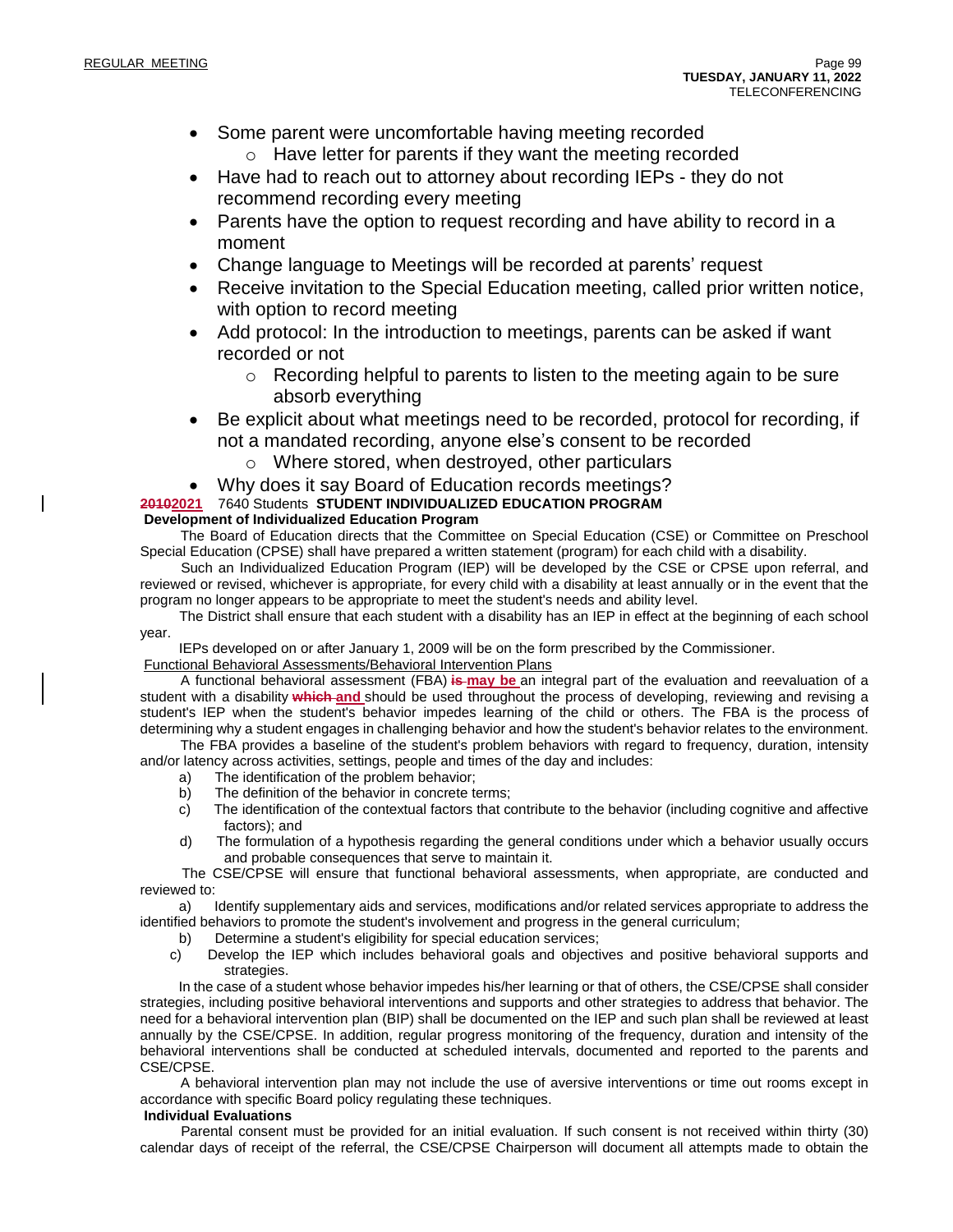- Some parent were uncomfortable having meeting recorded
  - Have letter for parents if they want the meeting recorded
- Have had to reach out to attorney about recording IEPs - they do not recommend recording every meeting
- Parents have the option to request recording and have ability to record in a moment
- Change language to Meetings will be recorded at parents' request
- Receive invitation to the Special Education meeting, called prior written notice, with option to record meeting
- Add protocol: In the introduction to meetings, parents can be asked if want recorded or not
  - Recording helpful to parents to listen to the meeting again to be sure absorb everything
- Be explicit about what meetings need to be recorded, protocol for recording, if not a mandated recording, anyone else's consent to be recorded
  - Where stored, when destroyed, other particulars
- Why does it say Board of Education records meetings?

~~2010~~2021 7640 Students **STUDENT INDIVIDUALIZED EDUCATION PROGRAM**

**Development of Individualized Education Program**

The Board of Education directs that the Committee on Special Education (CSE) or Committee on Preschool Special Education (CPSE) shall have prepared a written statement (program) for each child with a disability.

Such an Individualized Education Program (IEP) will be developed by the CSE or CPSE upon referral, and reviewed or revised, whichever is appropriate, for every child with a disability at least annually or in the event that the program no longer appears to be appropriate to meet the student's needs and ability level.

The District shall ensure that each student with a disability has an IEP in effect at the beginning of each school year.

IEPs developed on or after January 1, 2009 will be on the form prescribed by the Commissioner.

Functional Behavioral Assessments/Behavioral Intervention Plans

A functional behavioral assessment (FBA) ~~**is**~~ **may be** an integral part of the evaluation and reevaluation of a student with a disability ~~**which**~~ **and** should be used throughout the process of developing, reviewing and revising a student's IEP when the student's behavior impedes learning of the child or others. The FBA is the process of determining why a student engages in challenging behavior and how the student's behavior relates to the environment.

The FBA provides a baseline of the student's problem behaviors with regard to frequency, duration, intensity and/or latency across activities, settings, people and times of the day and includes:

a) The identification of the problem behavior;
b) The definition of the behavior in concrete terms;
c) The identification of the contextual factors that contribute to the behavior (including cognitive and affective factors); and
d) The formulation of a hypothesis regarding the general conditions under which a behavior usually occurs and probable consequences that serve to maintain it.

The CSE/CPSE will ensure that functional behavioral assessments, when appropriate, are conducted and reviewed to:

a) Identify supplementary aids and services, modifications and/or related services appropriate to address the identified behaviors to promote the student's involvement and progress in the general curriculum;
b) Determine a student's eligibility for special education services;
c) Develop the IEP which includes behavioral goals and objectives and positive behavioral supports and strategies.

In the case of a student whose behavior impedes his/her learning or that of others, the CSE/CPSE shall consider strategies, including positive behavioral interventions and supports and other strategies to address that behavior. The need for a behavioral intervention plan (BIP) shall be documented on the IEP and such plan shall be reviewed at least annually by the CSE/CPSE. In addition, regular progress monitoring of the frequency, duration and intensity of the behavioral interventions shall be conducted at scheduled intervals, documented and reported to the parents and CSE/CPSE.

A behavioral intervention plan may not include the use of aversive interventions or time out rooms except in accordance with specific Board policy regulating these techniques.

**Individual Evaluations**

Parental consent must be provided for an initial evaluation. If such consent is not received within thirty (30) calendar days of receipt of the referral, the CSE/CPSE Chairperson will document all attempts made to obtain the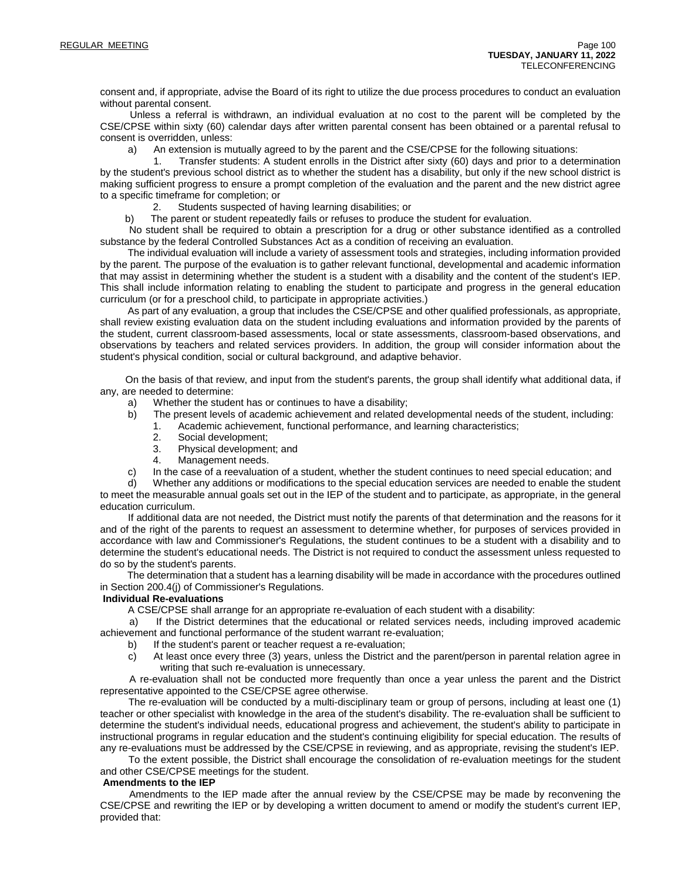consent and, if appropriate, advise the Board of its right to utilize the due process procedures to conduct an evaluation without parental consent.

Unless a referral is withdrawn, an individual evaluation at no cost to the parent will be completed by the CSE/CPSE within sixty (60) calendar days after written parental consent has been obtained or a parental refusal to consent is overridden, unless:

a) An extension is mutually agreed to by the parent and the CSE/CPSE for the following situations:

1. Transfer students: A student enrolls in the District after sixty (60) days and prior to a determination by the student's previous school district as to whether the student has a disability, but only if the new school district is making sufficient progress to ensure a prompt completion of the evaluation and the parent and the new district agree to a specific timeframe for completion; or

2. Students suspected of having learning disabilities; or

b) The parent or student repeatedly fails or refuses to produce the student for evaluation.

No student shall be required to obtain a prescription for a drug or other substance identified as a controlled substance by the federal Controlled Substances Act as a condition of receiving an evaluation.

The individual evaluation will include a variety of assessment tools and strategies, including information provided by the parent. The purpose of the evaluation is to gather relevant functional, developmental and academic information that may assist in determining whether the student is a student with a disability and the content of the student's IEP. This shall include information relating to enabling the student to participate and progress in the general education curriculum (or for a preschool child, to participate in appropriate activities.)

As part of any evaluation, a group that includes the CSE/CPSE and other qualified professionals, as appropriate, shall review existing evaluation data on the student including evaluations and information provided by the parents of the student, current classroom-based assessments, local or state assessments, classroom-based observations, and observations by teachers and related services providers. In addition, the group will consider information about the student's physical condition, social or cultural background, and adaptive behavior.

On the basis of that review, and input from the student's parents, the group shall identify what additional data, if any, are needed to determine:

a) Whether the student has or continues to have a disability;

b) The present levels of academic achievement and related developmental needs of the student, including:
   1. Academic achievement, functional performance, and learning characteristics;
   2. Social development;
   3. Physical development; and
   4. Management needs.

c) In the case of a reevaluation of a student, whether the student continues to need special education; and

d) Whether any additions or modifications to the special education services are needed to enable the student to meet the measurable annual goals set out in the IEP of the student and to participate, as appropriate, in the general education curriculum.

If additional data are not needed, the District must notify the parents of that determination and the reasons for it and of the right of the parents to request an assessment to determine whether, for purposes of services provided in accordance with law and Commissioner's Regulations, the student continues to be a student with a disability and to determine the student's educational needs. The District is not required to conduct the assessment unless requested to do so by the student's parents.

The determination that a student has a learning disability will be made in accordance with the procedures outlined in Section 200.4(j) of Commissioner's Regulations.

**Individual Re-evaluations**

A CSE/CPSE shall arrange for an appropriate re-evaluation of each student with a disability:

a) If the District determines that the educational or related services needs, including improved academic achievement and functional performance of the student warrant re-evaluation;

b) If the student's parent or teacher request a re-evaluation;

c) At least once every three (3) years, unless the District and the parent/person in parental relation agree in writing that such re-evaluation is unnecessary.

A re-evaluation shall not be conducted more frequently than once a year unless the parent and the District representative appointed to the CSE/CPSE agree otherwise.

The re-evaluation will be conducted by a multi-disciplinary team or group of persons, including at least one (1) teacher or other specialist with knowledge in the area of the student's disability. The re-evaluation shall be sufficient to determine the student's individual needs, educational progress and achievement, the student's ability to participate in instructional programs in regular education and the student's continuing eligibility for special education. The results of any re-evaluations must be addressed by the CSE/CPSE in reviewing, and as appropriate, revising the student's IEP.

To the extent possible, the District shall encourage the consolidation of re-evaluation meetings for the student and other CSE/CPSE meetings for the student.

**Amendments to the IEP**

Amendments to the IEP made after the annual review by the CSE/CPSE may be made by reconvening the CSE/CPSE and rewriting the IEP or by developing a written document to amend or modify the student's current IEP, provided that: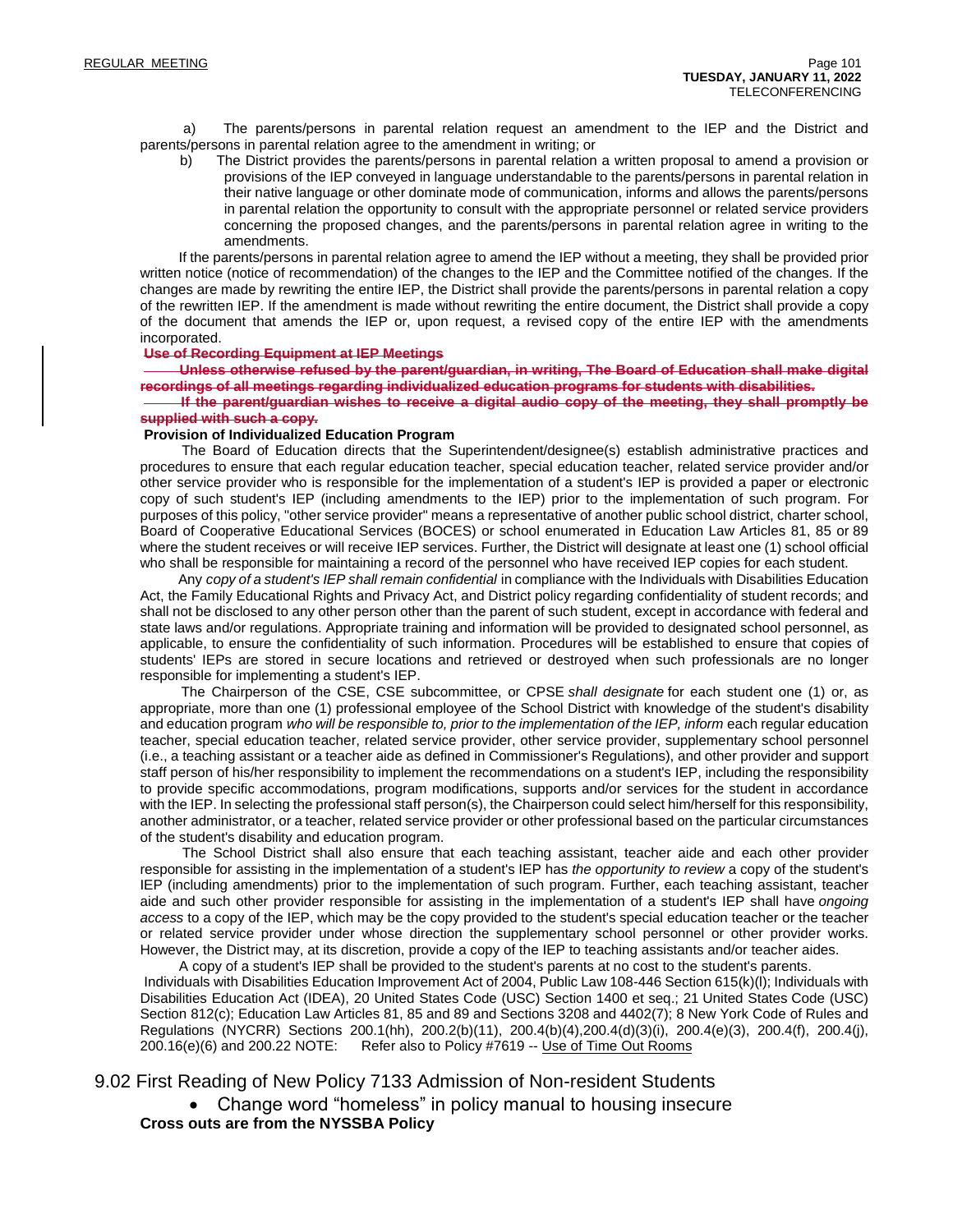a) The parents/persons in parental relation request an amendment to the IEP and the District and parents/persons in parental relation agree to the amendment in writing; or

b) The District provides the parents/persons in parental relation a written proposal to amend a provision or provisions of the IEP conveyed in language understandable to the parents/persons in parental relation in their native language or other dominate mode of communication, informs and allows the parents/persons in parental relation the opportunity to consult with the appropriate personnel or related service providers concerning the proposed changes, and the parents/persons in parental relation agree in writing to the amendments.

If the parents/persons in parental relation agree to amend the IEP without a meeting, they shall be provided prior written notice (notice of recommendation) of the changes to the IEP and the Committee notified of the changes. If the changes are made by rewriting the entire IEP, the District shall provide the parents/persons in parental relation a copy of the rewritten IEP. If the amendment is made without rewriting the entire document, the District shall provide a copy of the document that amends the IEP or, upon request, a revised copy of the entire IEP with the amendments incorporated.

~~**Use of Recording Equipment at IEP Meetings**~~

~~**Unless otherwise refused by the parent/guardian, in writing, The Board of Education shall make digital recordings of all meetings regarding individualized education programs for students with disabilities.**~~

~~**If the parent/guardian wishes to receive a digital audio copy of the meeting, they shall promptly be supplied with such a copy.**~~

**Provision of Individualized Education Program**

The Board of Education directs that the Superintendent/designee(s) establish administrative practices and procedures to ensure that each regular education teacher, special education teacher, related service provider and/or other service provider who is responsible for the implementation of a student's IEP is provided a paper or electronic copy of such student's IEP (including amendments to the IEP) prior to the implementation of such program. For purposes of this policy, "other service provider" means a representative of another public school district, charter school, Board of Cooperative Educational Services (BOCES) or school enumerated in Education Law Articles 81, 85 or 89 where the student receives or will receive IEP services. Further, the District will designate at least one (1) school official who shall be responsible for maintaining a record of the personnel who have received IEP copies for each student.

Any *copy of a student's IEP shall remain confidential* in compliance with the Individuals with Disabilities Education Act, the Family Educational Rights and Privacy Act, and District policy regarding confidentiality of student records; and shall not be disclosed to any other person other than the parent of such student, except in accordance with federal and state laws and/or regulations. Appropriate training and information will be provided to designated school personnel, as applicable, to ensure the confidentiality of such information. Procedures will be established to ensure that copies of students' IEPs are stored in secure locations and retrieved or destroyed when such professionals are no longer responsible for implementing a student's IEP.

The Chairperson of the CSE, CSE subcommittee, or CPSE *shall designate* for each student one (1) or, as appropriate, more than one (1) professional employee of the School District with knowledge of the student's disability and education program *who will be responsible to, prior to the implementation of the IEP, inform* each regular education teacher, special education teacher, related service provider, other service provider, supplementary school personnel (i.e., a teaching assistant or a teacher aide as defined in Commissioner's Regulations), and other provider and support staff person of his/her responsibility to implement the recommendations on a student's IEP, including the responsibility to provide specific accommodations, program modifications, supports and/or services for the student in accordance with the IEP. In selecting the professional staff person(s), the Chairperson could select him/herself for this responsibility, another administrator, or a teacher, related service provider or other professional based on the particular circumstances of the student's disability and education program.

The School District shall also ensure that each teaching assistant, teacher aide and each other provider responsible for assisting in the implementation of a student's IEP has *the opportunity to review* a copy of the student's IEP (including amendments) prior to the implementation of such program. Further, each teaching assistant, teacher aide and such other provider responsible for assisting in the implementation of a student's IEP shall have *ongoing access* to a copy of the IEP, which may be the copy provided to the student's special education teacher or the teacher or related service provider under whose direction the supplementary school personnel or other provider works. However, the District may, at its discretion, provide a copy of the IEP to teaching assistants and/or teacher aides.

A copy of a student's IEP shall be provided to the student's parents at no cost to the student's parents.

Individuals with Disabilities Education Improvement Act of 2004, Public Law 108-446 Section 615(k)(l); Individuals with Disabilities Education Act (IDEA), 20 United States Code (USC) Section 1400 et seq.; 21 United States Code (USC) Section 812(c); Education Law Articles 81, 85 and 89 and Sections 3208 and 4402(7); 8 New York Code of Rules and Regulations (NYCRR) Sections 200.1(hh), 200.2(b)(11), 200.4(b)(4),200.4(d)(3)(i), 200.4(e)(3), 200.4(f), 200.4(j), 200.16(e)(6) and 200.22 NOTE: Refer also to Policy #7619 -- Use of Time Out Rooms

## 9.02 First Reading of New Policy 7133 Admission of Non-resident Students

- Change word "homeless" in policy manual to housing insecure

**Cross outs are from the NYSSBA Policy**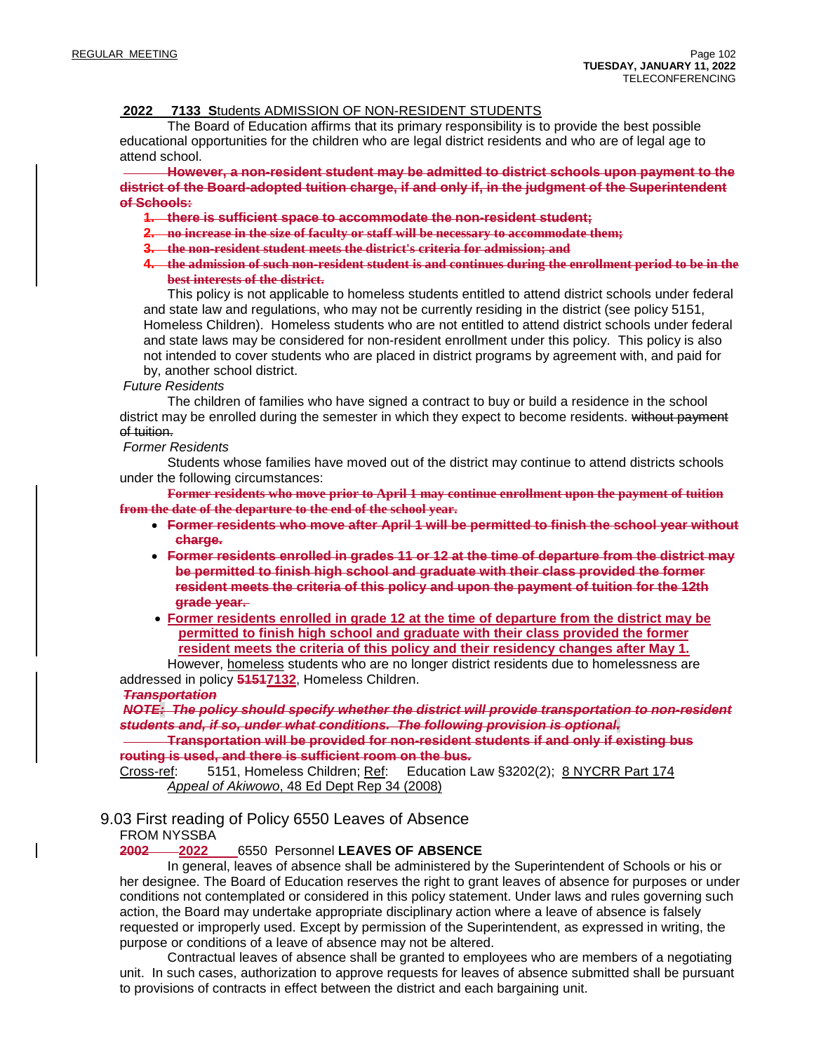**2022 7133 S**tudents ADMISSION OF NON-RESIDENT STUDENTS

The Board of Education affirms that its primary responsibility is to provide the best possible educational opportunities for the children who are legal district residents and who are of legal age to attend school.

~~**However, a non-resident student may be admitted to district schools upon payment to the district of the Board-adopted tuition charge, if and only if, in the judgment of the Superintendent of Schools:**~~

1. ~~**there is sufficient space to accommodate the non-resident student;**~~
2. ~~**no increase in the size of faculty or staff will be necessary to accommodate them;**~~
3. ~~**the non-resident student meets the district's criteria for admission; and**~~
4. ~~**the admission of such non-resident student is and continues during the enrollment period to be in the best interests of the district.**~~

This policy is not applicable to homeless students entitled to attend district schools under federal and state law and regulations, who may not be currently residing in the district (see policy 5151, Homeless Children). Homeless students who are not entitled to attend district schools under federal and state laws may be considered for non-resident enrollment under this policy. This policy is also not intended to cover students who are placed in district programs by agreement with, and paid for by, another school district.

*Future Residents*

The children of families who have signed a contract to buy or build a residence in the school district may be enrolled during the semester in which they expect to become residents. ~~without payment of tuition.~~

*Former Residents*

Students whose families have moved out of the district may continue to attend districts schools under the following circumstances:

~~**Former residents who move prior to April 1 may continue enrollment upon the payment of tuition from the date of the departure to the end of the school year.**~~

- ~~**Former residents who move after April 1 will be permitted to finish the school year without charge.**~~
- ~~**Former residents enrolled in grades 11 or 12 at the time of departure from the district may be permitted to finish high school and graduate with their class provided the former resident meets the criteria of this policy and upon the payment of tuition for the 12th grade year.**~~
- <u>**Former residents enrolled in grade 12 at the time of departure from the district may be permitted to finish high school and graduate with their class provided the former resident meets the criteria of this policy and their residency changes after May 1.**</u>

However, <u>homeless</u> students who are no longer district residents due to homelessness are addressed in policy ~~**5151**~~<u>**7132**</u>, Homeless Children.

~~***Transportation***~~

~~***NOTE: The policy should specify whether the district will provide transportation to non-resident students and, if so, under what conditions. The following provision is optional.***~~

~~**Transportation will be provided for non-resident students if and only if existing bus routing is used, and there is sufficient room on the bus.**~~

<u>Cross-ref</u>: 5151, Homeless Children; <u>Ref</u>: Education Law §3202(2); <u>8 NYCRR Part 174</u>
<u>*Appeal of Akiwowo*, 48 Ed Dept Rep 34 (2008)</u>

## 9.03 First reading of Policy 6550 Leaves of Absence

FROM NYSSBA

~~**2002**~~ <u>**2022**</u> 6550 Personnel **LEAVES OF ABSENCE**

In general, leaves of absence shall be administered by the Superintendent of Schools or his or her designee. The Board of Education reserves the right to grant leaves of absence for purposes or under conditions not contemplated or considered in this policy statement. Under laws and rules governing such action, the Board may undertake appropriate disciplinary action where a leave of absence is falsely requested or improperly used. Except by permission of the Superintendent, as expressed in writing, the purpose or conditions of a leave of absence may not be altered.

Contractual leaves of absence shall be granted to employees who are members of a negotiating unit. In such cases, authorization to approve requests for leaves of absence submitted shall be pursuant to provisions of contracts in effect between the district and each bargaining unit.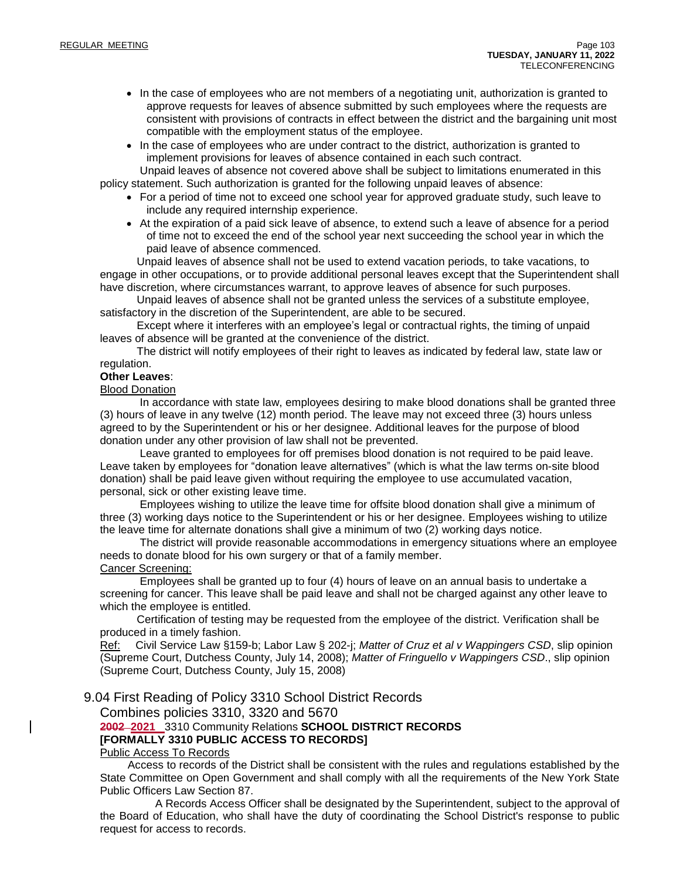- In the case of employees who are not members of a negotiating unit, authorization is granted to approve requests for leaves of absence submitted by such employees where the requests are consistent with provisions of contracts in effect between the district and the bargaining unit most compatible with the employment status of the employee.
- In the case of employees who are under contract to the district, authorization is granted to implement provisions for leaves of absence contained in each such contract.

Unpaid leaves of absence not covered above shall be subject to limitations enumerated in this policy statement. Such authorization is granted for the following unpaid leaves of absence:

- For a period of time not to exceed one school year for approved graduate study, such leave to include any required internship experience.
- At the expiration of a paid sick leave of absence, to extend such a leave of absence for a period of time not to exceed the end of the school year next succeeding the school year in which the paid leave of absence commenced.

Unpaid leaves of absence shall not be used to extend vacation periods, to take vacations, to engage in other occupations, or to provide additional personal leaves except that the Superintendent shall have discretion, where circumstances warrant, to approve leaves of absence for such purposes.

Unpaid leaves of absence shall not be granted unless the services of a substitute employee, satisfactory in the discretion of the Superintendent, are able to be secured.

Except where it interferes with an employee's legal or contractual rights, the timing of unpaid leaves of absence will be granted at the convenience of the district.

The district will notify employees of their right to leaves as indicated by federal law, state law or regulation.

**Other Leaves**:

Blood Donation

In accordance with state law, employees desiring to make blood donations shall be granted three (3) hours of leave in any twelve (12) month period. The leave may not exceed three (3) hours unless agreed to by the Superintendent or his or her designee. Additional leaves for the purpose of blood donation under any other provision of law shall not be prevented.

Leave granted to employees for off premises blood donation is not required to be paid leave. Leave taken by employees for "donation leave alternatives" (which is what the law terms on-site blood donation) shall be paid leave given without requiring the employee to use accumulated vacation, personal, sick or other existing leave time.

Employees wishing to utilize the leave time for offsite blood donation shall give a minimum of three (3) working days notice to the Superintendent or his or her designee. Employees wishing to utilize the leave time for alternate donations shall give a minimum of two (2) working days notice.

The district will provide reasonable accommodations in emergency situations where an employee needs to donate blood for his own surgery or that of a family member.

Cancer Screening:

Employees shall be granted up to four (4) hours of leave on an annual basis to undertake a screening for cancer. This leave shall be paid leave and shall not be charged against any other leave to which the employee is entitled.

Certification of testing may be requested from the employee of the district. Verification shall be produced in a timely fashion.

Ref: Civil Service Law §159-b; Labor Law § 202-j; *Matter of Cruz et al v Wappingers CSD*, slip opinion (Supreme Court, Dutchess County, July 14, 2008); *Matter of Fringuello v Wappingers CSD*., slip opinion (Supreme Court, Dutchess County, July 15, 2008)

## 9.04 First Reading of Policy 3310 School District Records

Combines policies 3310, 3320 and 5670

~~2002~~ 2021 3310 Community Relations **SCHOOL DISTRICT RECORDS**

**[FORMALLY 3310 PUBLIC ACCESS TO RECORDS]**

Public Access To Records

Access to records of the District shall be consistent with the rules and regulations established by the State Committee on Open Government and shall comply with all the requirements of the New York State Public Officers Law Section 87.

A Records Access Officer shall be designated by the Superintendent, subject to the approval of the Board of Education, who shall have the duty of coordinating the School District's response to public request for access to records.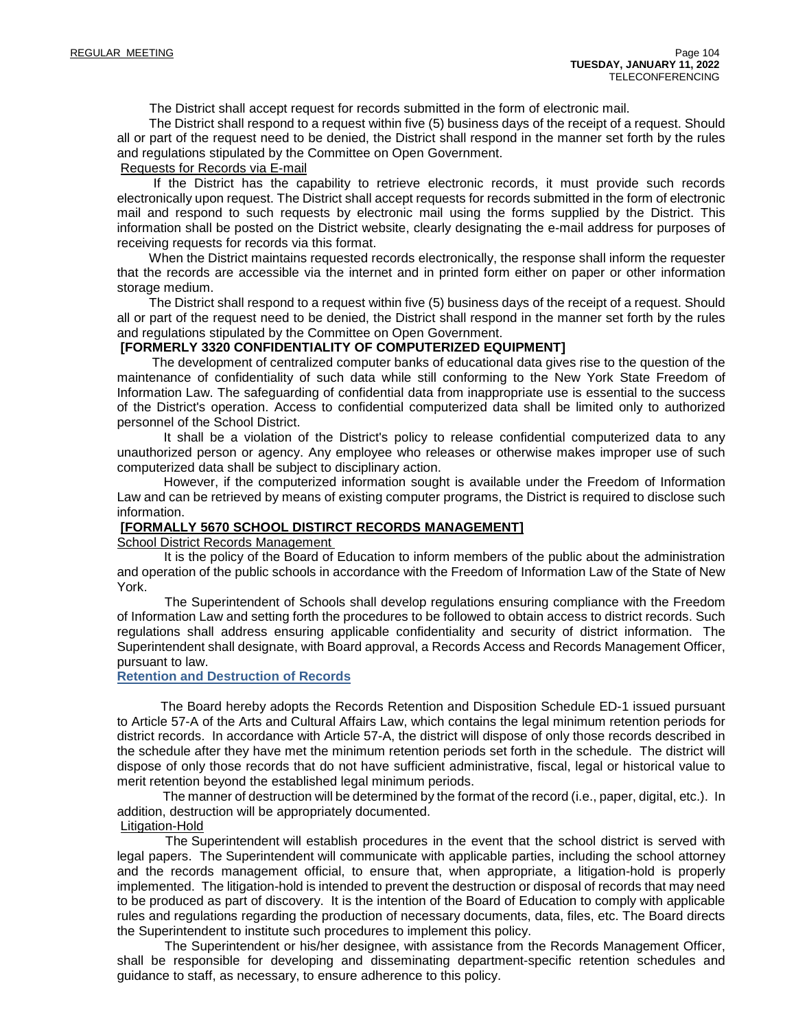The District shall accept request for records submitted in the form of electronic mail.

The District shall respond to a request within five (5) business days of the receipt of a request. Should all or part of the request need to be denied, the District shall respond in the manner set forth by the rules and regulations stipulated by the Committee on Open Government.

Requests for Records via E-mail

If the District has the capability to retrieve electronic records, it must provide such records electronically upon request. The District shall accept requests for records submitted in the form of electronic mail and respond to such requests by electronic mail using the forms supplied by the District. This information shall be posted on the District website, clearly designating the e-mail address for purposes of receiving requests for records via this format.

When the District maintains requested records electronically, the response shall inform the requester that the records are accessible via the internet and in printed form either on paper or other information storage medium.

The District shall respond to a request within five (5) business days of the receipt of a request. Should all or part of the request need to be denied, the District shall respond in the manner set forth by the rules and regulations stipulated by the Committee on Open Government.

**[FORMERLY 3320 CONFIDENTIALITY OF COMPUTERIZED EQUIPMENT]**

The development of centralized computer banks of educational data gives rise to the question of the maintenance of confidentiality of such data while still conforming to the New York State Freedom of Information Law. The safeguarding of confidential data from inappropriate use is essential to the success of the District's operation. Access to confidential computerized data shall be limited only to authorized personnel of the School District.

It shall be a violation of the District's policy to release confidential computerized data to any unauthorized person or agency. Any employee who releases or otherwise makes improper use of such computerized data shall be subject to disciplinary action.

However, if the computerized information sought is available under the Freedom of Information Law and can be retrieved by means of existing computer programs, the District is required to disclose such information.

**[FORMALLY 5670 SCHOOL DISTIRCT RECORDS MANAGEMENT]**

School District Records Management

It is the policy of the Board of Education to inform members of the public about the administration and operation of the public schools in accordance with the Freedom of Information Law of the State of New York.

The Superintendent of Schools shall develop regulations ensuring compliance with the Freedom of Information Law and setting forth the procedures to be followed to obtain access to district records. Such regulations shall address ensuring applicable confidentiality and security of district information. The Superintendent shall designate, with Board approval, a Records Access and Records Management Officer, pursuant to law.

**Retention and Destruction of Records**

The Board hereby adopts the Records Retention and Disposition Schedule ED-1 issued pursuant to Article 57-A of the Arts and Cultural Affairs Law, which contains the legal minimum retention periods for district records. In accordance with Article 57-A, the district will dispose of only those records described in the schedule after they have met the minimum retention periods set forth in the schedule. The district will dispose of only those records that do not have sufficient administrative, fiscal, legal or historical value to merit retention beyond the established legal minimum periods.

The manner of destruction will be determined by the format of the record (i.e., paper, digital, etc.). In addition, destruction will be appropriately documented.

Litigation-Hold

The Superintendent will establish procedures in the event that the school district is served with legal papers. The Superintendent will communicate with applicable parties, including the school attorney and the records management official, to ensure that, when appropriate, a litigation-hold is properly implemented. The litigation-hold is intended to prevent the destruction or disposal of records that may need to be produced as part of discovery. It is the intention of the Board of Education to comply with applicable rules and regulations regarding the production of necessary documents, data, files, etc. The Board directs the Superintendent to institute such procedures to implement this policy.

The Superintendent or his/her designee, with assistance from the Records Management Officer, shall be responsible for developing and disseminating department-specific retention schedules and guidance to staff, as necessary, to ensure adherence to this policy.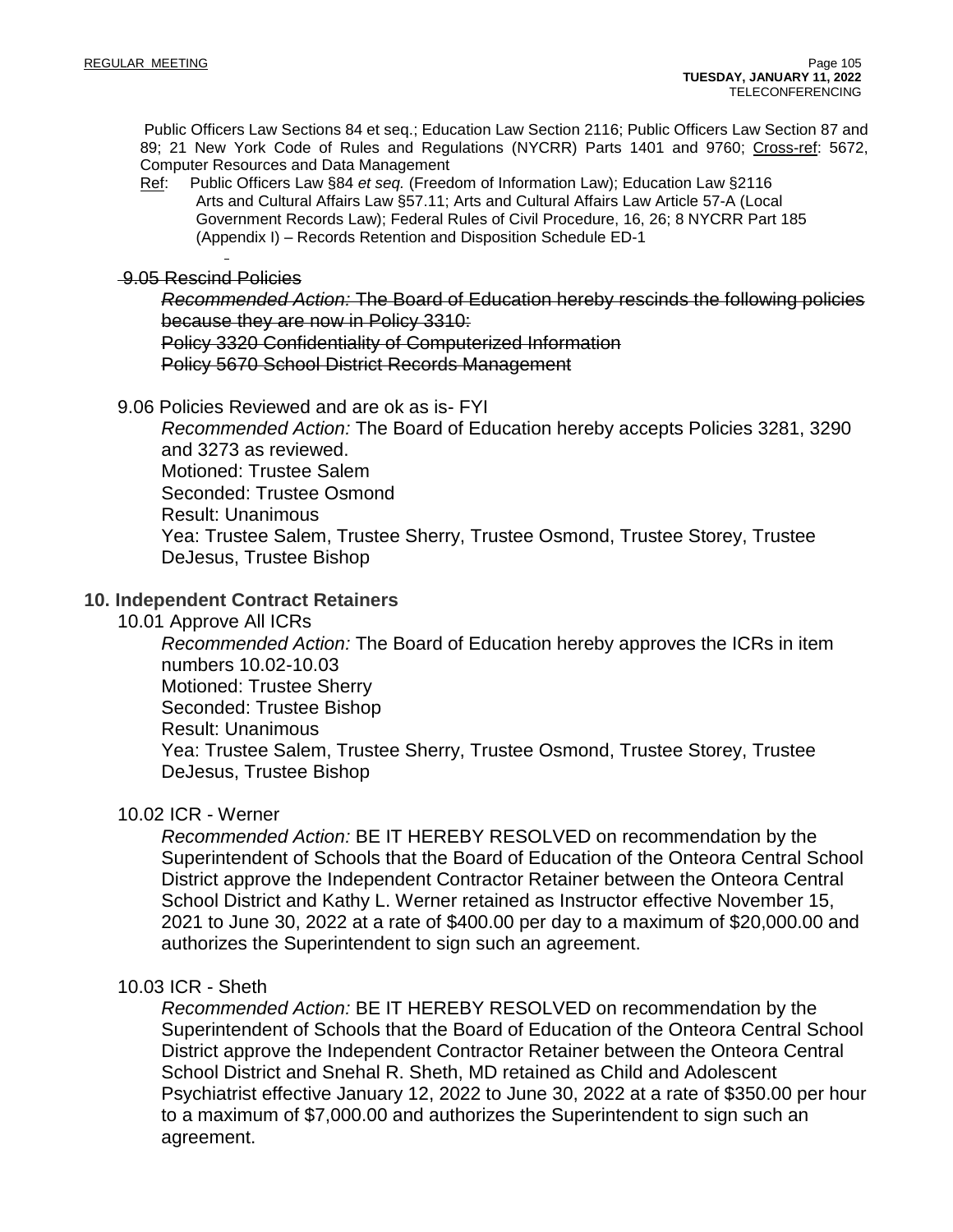Public Officers Law Sections 84 et seq.; Education Law Section 2116; Public Officers Law Section 87 and 89; 21 New York Code of Rules and Regulations (NYCRR) Parts 1401 and 9760; Cross-ref: 5672, Computer Resources and Data Management

Ref: Public Officers Law §84 *et seq.* (Freedom of Information Law); Education Law §2116 Arts and Cultural Affairs Law §57.11; Arts and Cultural Affairs Law Article 57-A (Local Government Records Law); Federal Rules of Civil Procedure, 16, 26; 8 NYCRR Part 185 (Appendix I) – Records Retention and Disposition Schedule ED-1

~~9.05 Rescind Policies~~

~~*Recommended Action:* The Board of Education hereby rescinds the following policies because they are now in Policy 3310:~~

~~Policy 3320 Confidentiality of Computerized Information~~

~~Policy 5670 School District Records Management~~

9.06 Policies Reviewed and are ok as is- FYI

*Recommended Action:* The Board of Education hereby accepts Policies 3281, 3290 and 3273 as reviewed.

Motioned: Trustee Salem
Seconded: Trustee Osmond
Result: Unanimous
Yea: Trustee Salem, Trustee Sherry, Trustee Osmond, Trustee Storey, Trustee DeJesus, Trustee Bishop

## 10. Independent Contract Retainers

10.01 Approve All ICRs

*Recommended Action:* The Board of Education hereby approves the ICRs in item numbers 10.02-10.03

Motioned: Trustee Sherry
Seconded: Trustee Bishop
Result: Unanimous
Yea: Trustee Salem, Trustee Sherry, Trustee Osmond, Trustee Storey, Trustee DeJesus, Trustee Bishop

10.02 ICR - Werner

*Recommended Action:* BE IT HEREBY RESOLVED on recommendation by the Superintendent of Schools that the Board of Education of the Onteora Central School District approve the Independent Contractor Retainer between the Onteora Central School District and Kathy L. Werner retained as Instructor effective November 15, 2021 to June 30, 2022 at a rate of $400.00 per day to a maximum of $20,000.00 and authorizes the Superintendent to sign such an agreement.

10.03 ICR - Sheth

*Recommended Action:* BE IT HEREBY RESOLVED on recommendation by the Superintendent of Schools that the Board of Education of the Onteora Central School District approve the Independent Contractor Retainer between the Onteora Central School District and Snehal R. Sheth, MD retained as Child and Adolescent Psychiatrist effective January 12, 2022 to June 30, 2022 at a rate of $350.00 per hour to a maximum of $7,000.00 and authorizes the Superintendent to sign such an agreement.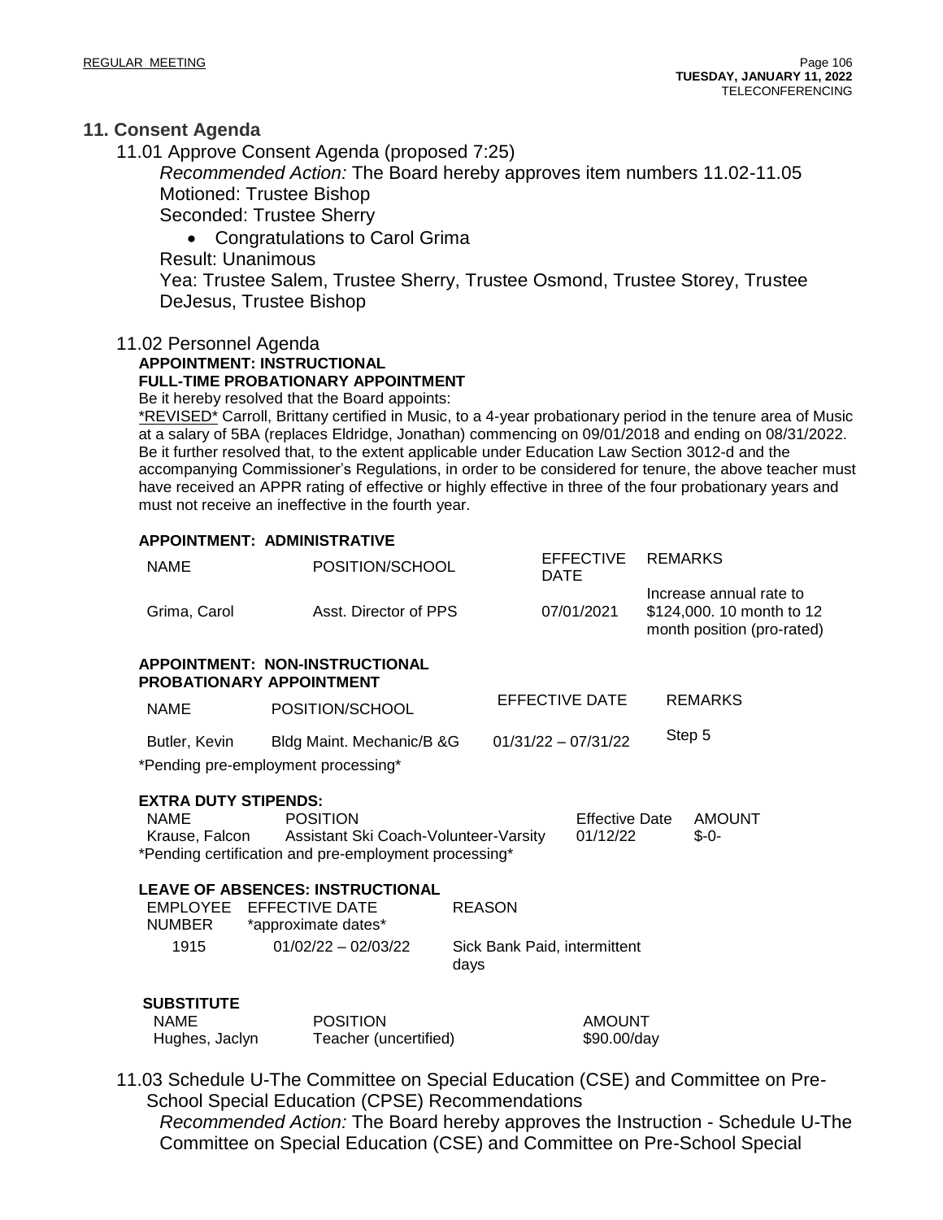## 11. Consent Agenda

11.01 Approve Consent Agenda (proposed 7:25)

*Recommended Action:* The Board hereby approves item numbers 11.02-11.05
Motioned: Trustee Bishop
Seconded: Trustee Sherry

- Congratulations to Carol Grima

Result: Unanimous
Yea: Trustee Salem, Trustee Sherry, Trustee Osmond, Trustee Storey, Trustee DeJesus, Trustee Bishop

11.02 Personnel Agenda

**APPOINTMENT: INSTRUCTIONAL**
**FULL-TIME PROBATIONARY APPOINTMENT**

Be it hereby resolved that the Board appoints:

*REVISED* Carroll, Brittany certified in Music, to a 4-year probationary period in the tenure area of Music at a salary of 5BA (replaces Eldridge, Jonathan) commencing on 09/01/2018 and ending on 08/31/2022. Be it further resolved that, to the extent applicable under Education Law Section 3012-d and the accompanying Commissioner's Regulations, in order to be considered for tenure, the above teacher must have received an APPR rating of effective or highly effective in three of the four probationary years and must not receive an ineffective in the fourth year.

**APPOINTMENT: ADMINISTRATIVE**

| NAME | POSITION/SCHOOL | EFFECTIVE DATE | REMARKS |
|---|---|---|---|
| Grima, Carol | Asst. Director of PPS | 07/01/2021 | Increase annual rate to $124,000. 10 month to 12 month position (pro-rated) |

**APPOINTMENT: NON-INSTRUCTIONAL**
**PROBATIONARY APPOINTMENT**

| NAME | POSITION/SCHOOL | EFFECTIVE DATE | REMARKS |
|---|---|---|---|
| Butler, Kevin | Bldg Maint. Mechanic/B &G | 01/31/22 – 07/31/22 | Step 5 |

*Pending pre-employment processing*

**EXTRA DUTY STIPENDS:**

| NAME | POSITION | Effective Date | AMOUNT |
|---|---|---|---|
| Krause, Falcon | Assistant Ski Coach-Volunteer-Varsity | 01/12/22 | $-0- |

*Pending certification and pre-employment processing*

**LEAVE OF ABSENCES: INSTRUCTIONAL**

| EMPLOYEE NUMBER | EFFECTIVE DATE *approximate dates* | REASON |
|---|---|---|
| 1915 | 01/02/22 – 02/03/22 | Sick Bank Paid, intermittent days |

**SUBSTITUTE**

| NAME | POSITION | AMOUNT |
|---|---|---|
| Hughes, Jaclyn | Teacher (uncertified) | $90.00/day |

11.03 Schedule U-The Committee on Special Education (CSE) and Committee on Pre-School Special Education (CPSE) Recommendations

*Recommended Action:* The Board hereby approves the Instruction - Schedule U-The Committee on Special Education (CSE) and Committee on Pre-School Special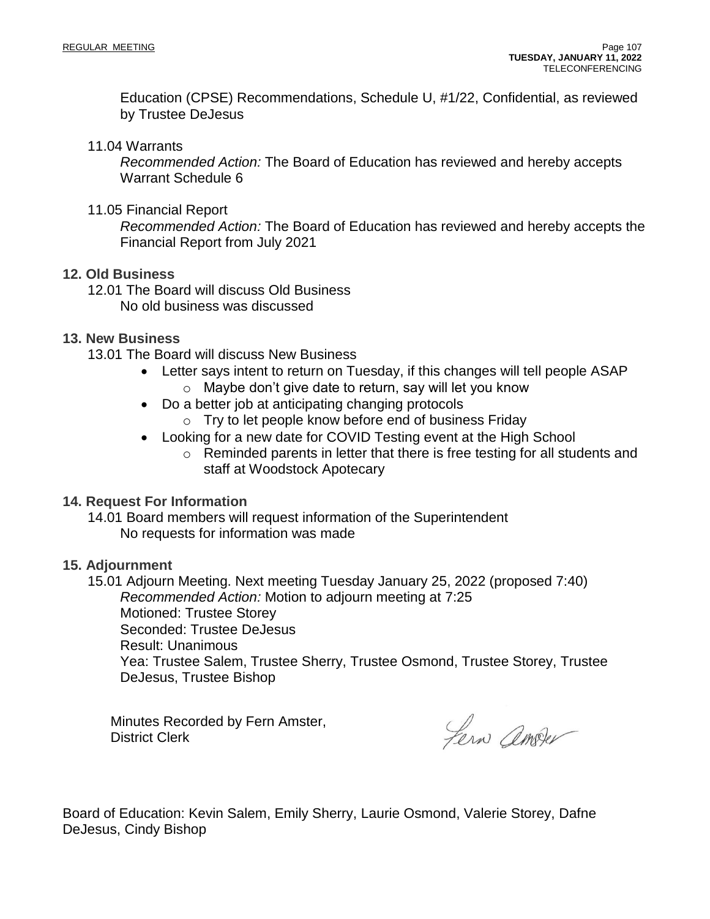Education (CPSE) Recommendations, Schedule U, #1/22, Confidential, as reviewed by Trustee DeJesus

11.04 Warrants

*Recommended Action:* The Board of Education has reviewed and hereby accepts Warrant Schedule 6

11.05 Financial Report

*Recommended Action:* The Board of Education has reviewed and hereby accepts the Financial Report from July 2021

**12. Old Business**

12.01 The Board will discuss Old Business

No old business was discussed

**13. New Business**

13.01 The Board will discuss New Business

- Letter says intent to return on Tuesday, if this changes will tell people ASAP
  - Maybe don't give date to return, say will let you know
- Do a better job at anticipating changing protocols
  - Try to let people know before end of business Friday
- Looking for a new date for COVID Testing event at the High School
  - Reminded parents in letter that there is free testing for all students and staff at Woodstock Apotecary

**14. Request For Information**

14.01 Board members will request information of the Superintendent

No requests for information was made

**15. Adjournment**

15.01 Adjourn Meeting. Next meeting Tuesday January 25, 2022 (proposed 7:40)

*Recommended Action:* Motion to adjourn meeting at 7:25

Motioned: Trustee Storey

Seconded: Trustee DeJesus

Result: Unanimous

Yea: Trustee Salem, Trustee Sherry, Trustee Osmond, Trustee Storey, Trustee DeJesus, Trustee Bishop

Minutes Recorded by Fern Amster,
District Clerk

Fern Amster

Board of Education: Kevin Salem, Emily Sherry, Laurie Osmond, Valerie Storey, Dafne DeJesus, Cindy Bishop